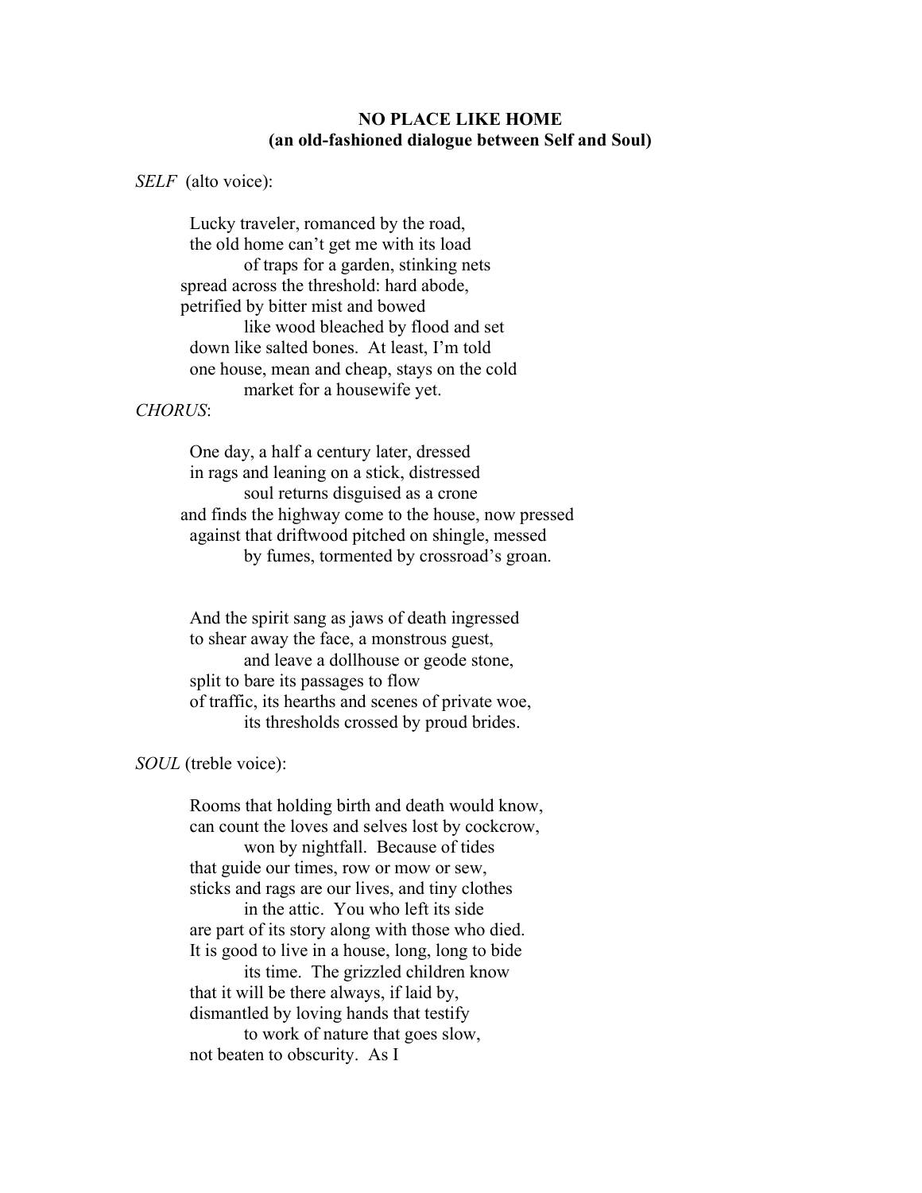**NO PLACE LIKE HOME**
**(an old-fashioned dialogue between Self and Soul)**

*SELF* (alto voice):

Lucky traveler, romanced by the road,
the old home can't get me with its load
&nbsp;&nbsp;&nbsp;&nbsp;&nbsp;&nbsp;&nbsp;&nbsp;of traps for a garden, stinking nets
spread across the threshold: hard abode,
petrified by bitter mist and bowed
&nbsp;&nbsp;&nbsp;&nbsp;&nbsp;&nbsp;&nbsp;&nbsp;like wood bleached by flood and set
down like salted bones. At least, I'm told
one house, mean and cheap, stays on the cold
&nbsp;&nbsp;&nbsp;&nbsp;&nbsp;&nbsp;&nbsp;&nbsp;market for a housewife yet.

*CHORUS*:

One day, a half a century later, dressed
in rags and leaning on a stick, distressed
&nbsp;&nbsp;&nbsp;&nbsp;&nbsp;&nbsp;&nbsp;&nbsp;soul returns disguised as a crone
and finds the highway come to the house, now pressed
against that driftwood pitched on shingle, messed
&nbsp;&nbsp;&nbsp;&nbsp;&nbsp;&nbsp;&nbsp;&nbsp;by fumes, tormented by crossroad's groan.

And the spirit sang as jaws of death ingressed
to shear away the face, a monstrous guest,
&nbsp;&nbsp;&nbsp;&nbsp;&nbsp;&nbsp;&nbsp;&nbsp;and leave a dollhouse or geode stone,
split to bare its passages to flow
of traffic, its hearths and scenes of private woe,
&nbsp;&nbsp;&nbsp;&nbsp;&nbsp;&nbsp;&nbsp;&nbsp;its thresholds crossed by proud brides.

*SOUL* (treble voice):

Rooms that holding birth and death would know,
can count the loves and selves lost by cockcrow,
&nbsp;&nbsp;&nbsp;&nbsp;&nbsp;&nbsp;&nbsp;&nbsp;won by nightfall. Because of tides
that guide our times, row or mow or sew,
sticks and rags are our lives, and tiny clothes
&nbsp;&nbsp;&nbsp;&nbsp;&nbsp;&nbsp;&nbsp;&nbsp;in the attic. You who left its side
are part of its story along with those who died.
It is good to live in a house, long, long to bide
&nbsp;&nbsp;&nbsp;&nbsp;&nbsp;&nbsp;&nbsp;&nbsp;its time. The grizzled children know
that it will be there always, if laid by,
dismantled by loving hands that testify
&nbsp;&nbsp;&nbsp;&nbsp;&nbsp;&nbsp;&nbsp;&nbsp;to work of nature that goes slow,
not beaten to obscurity. As I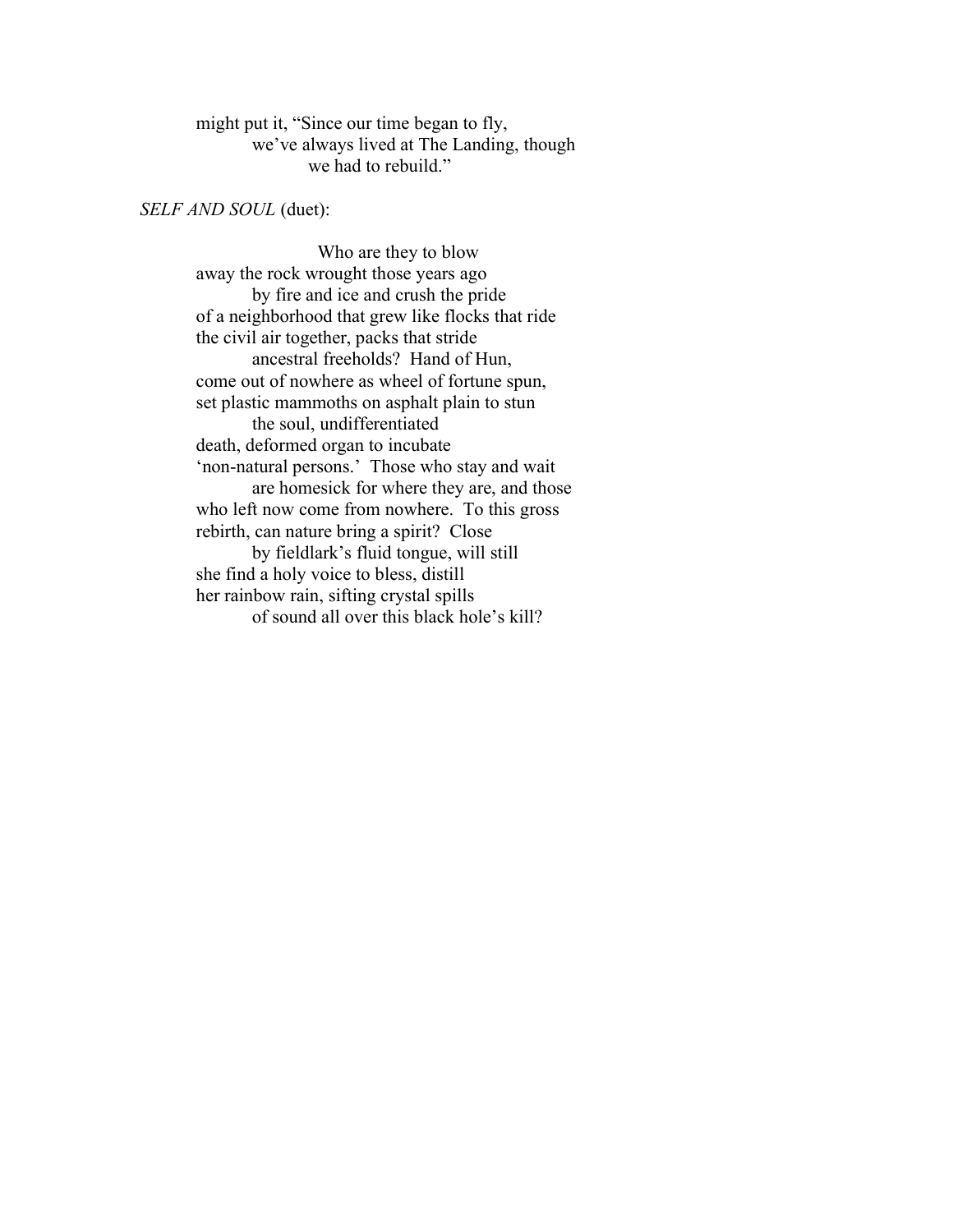might put it, "Since our time began to fly,
we've always lived at The Landing, though
we had to rebuild."

*SELF AND SOUL* (duet):

Who are they to blow
away the rock wrought those years ago
by fire and ice and crush the pride
of a neighborhood that grew like flocks that ride
the civil air together, packs that stride
ancestral freeholds? Hand of Hun,
come out of nowhere as wheel of fortune spun,
set plastic mammoths on asphalt plain to stun
the soul, undifferentiated
death, deformed organ to incubate
'non-natural persons.' Those who stay and wait
are homesick for where they are, and those
who left now come from nowhere. To this gross
rebirth, can nature bring a spirit? Close
by fieldlark's fluid tongue, will still
she find a holy voice to bless, distill
her rainbow rain, sifting crystal spills
of sound all over this black hole's kill?